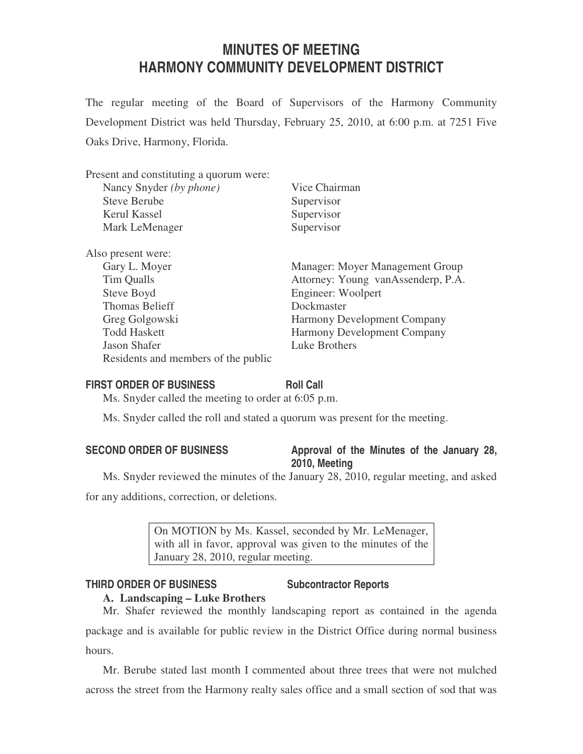# MINUTES OF MEETING
# HARMONY COMMUNITY DEVELOPMENT DISTRICT

The regular meeting of the Board of Supervisors of the Harmony Community Development District was held Thursday, February 25, 2010, at 6:00 p.m. at 7251 Five Oaks Drive, Harmony, Florida.

Present and constituting a quorum were:

| | |
|---|---|
| Nancy Snyder *(by phone)* | Vice Chairman |
| Steve Berube | Supervisor |
| Kerul Kassel | Supervisor |
| Mark LeMenager | Supervisor |

Also present were:

| | |
|---|---|
| Gary L. Moyer | Manager: Moyer Management Group |
| Tim Qualls | Attorney: Young vanAssenderp, P.A. |
| Steve Boyd | Engineer: Woolpert |
| Thomas Belieff | Dockmaster |
| Greg Golgowski | Harmony Development Company |
| Todd Haskett | Harmony Development Company |
| Jason Shafer | Luke Brothers |
| Residents and members of the public | |

**FIRST ORDER OF BUSINESS** **Roll Call**

Ms. Snyder called the meeting to order at 6:05 p.m.

Ms. Snyder called the roll and stated a quorum was present for the meeting.

**SECOND ORDER OF BUSINESS** **Approval of the Minutes of the January 28, 2010, Meeting**

Ms. Snyder reviewed the minutes of the January 28, 2010, regular meeting, and asked for any additions, correction, or deletions.

> On MOTION by Ms. Kassel, seconded by Mr. LeMenager, with all in favor, approval was given to the minutes of the January 28, 2010, regular meeting.

**THIRD ORDER OF BUSINESS** **Subcontractor Reports**

**A. Landscaping – Luke Brothers**

Mr. Shafer reviewed the monthly landscaping report as contained in the agenda package and is available for public review in the District Office during normal business hours.

Mr. Berube stated last month I commented about three trees that were not mulched across the street from the Harmony realty sales office and a small section of sod that was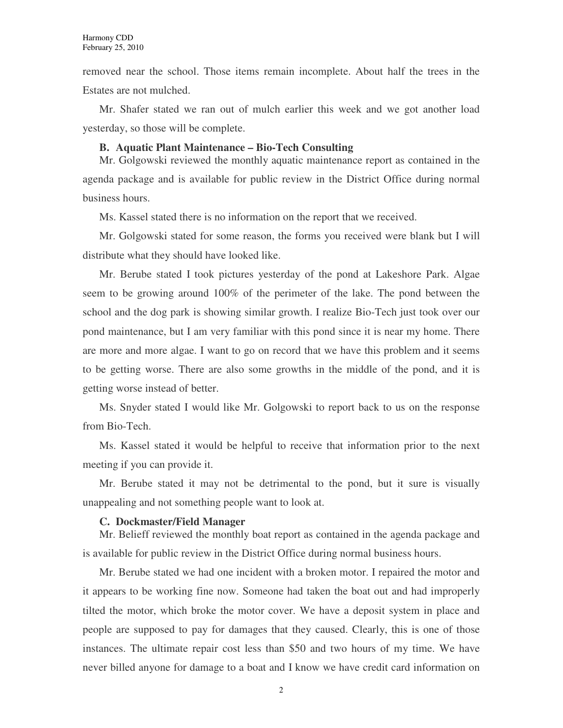removed near the school. Those items remain incomplete. About half the trees in the Estates are not mulched.

Mr. Shafer stated we ran out of mulch earlier this week and we got another load yesterday, so those will be complete.

**B. Aquatic Plant Maintenance – Bio-Tech Consulting**

Mr. Golgowski reviewed the monthly aquatic maintenance report as contained in the agenda package and is available for public review in the District Office during normal business hours.

Ms. Kassel stated there is no information on the report that we received.

Mr. Golgowski stated for some reason, the forms you received were blank but I will distribute what they should have looked like.

Mr. Berube stated I took pictures yesterday of the pond at Lakeshore Park. Algae seem to be growing around 100% of the perimeter of the lake. The pond between the school and the dog park is showing similar growth. I realize Bio-Tech just took over our pond maintenance, but I am very familiar with this pond since it is near my home. There are more and more algae. I want to go on record that we have this problem and it seems to be getting worse. There are also some growths in the middle of the pond, and it is getting worse instead of better.

Ms. Snyder stated I would like Mr. Golgowski to report back to us on the response from Bio-Tech.

Ms. Kassel stated it would be helpful to receive that information prior to the next meeting if you can provide it.

Mr. Berube stated it may not be detrimental to the pond, but it sure is visually unappealing and not something people want to look at.

**C. Dockmaster/Field Manager**

Mr. Belieff reviewed the monthly boat report as contained in the agenda package and is available for public review in the District Office during normal business hours.

Mr. Berube stated we had one incident with a broken motor. I repaired the motor and it appears to be working fine now. Someone had taken the boat out and had improperly tilted the motor, which broke the motor cover. We have a deposit system in place and people are supposed to pay for damages that they caused. Clearly, this is one of those instances. The ultimate repair cost less than $50 and two hours of my time. We have never billed anyone for damage to a boat and I know we have credit card information on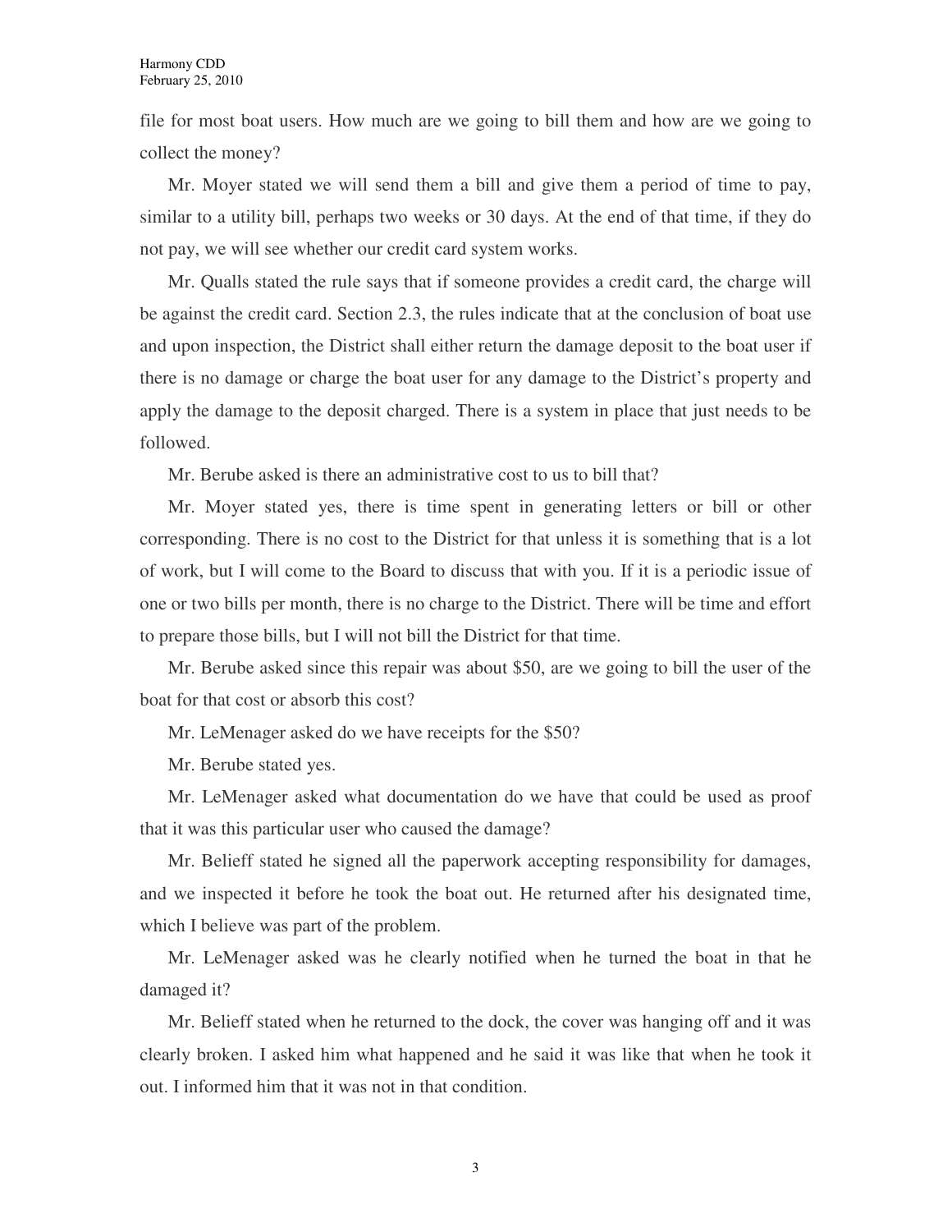file for most boat users. How much are we going to bill them and how are we going to collect the money?

Mr. Moyer stated we will send them a bill and give them a period of time to pay, similar to a utility bill, perhaps two weeks or 30 days. At the end of that time, if they do not pay, we will see whether our credit card system works.

Mr. Qualls stated the rule says that if someone provides a credit card, the charge will be against the credit card. Section 2.3, the rules indicate that at the conclusion of boat use and upon inspection, the District shall either return the damage deposit to the boat user if there is no damage or charge the boat user for any damage to the District's property and apply the damage to the deposit charged. There is a system in place that just needs to be followed.

Mr. Berube asked is there an administrative cost to us to bill that?

Mr. Moyer stated yes, there is time spent in generating letters or bill or other corresponding. There is no cost to the District for that unless it is something that is a lot of work, but I will come to the Board to discuss that with you. If it is a periodic issue of one or two bills per month, there is no charge to the District. There will be time and effort to prepare those bills, but I will not bill the District for that time.

Mr. Berube asked since this repair was about $50, are we going to bill the user of the boat for that cost or absorb this cost?

Mr. LeMenager asked do we have receipts for the $50?

Mr. Berube stated yes.

Mr. LeMenager asked what documentation do we have that could be used as proof that it was this particular user who caused the damage?

Mr. Belieff stated he signed all the paperwork accepting responsibility for damages, and we inspected it before he took the boat out. He returned after his designated time, which I believe was part of the problem.

Mr. LeMenager asked was he clearly notified when he turned the boat in that he damaged it?

Mr. Belieff stated when he returned to the dock, the cover was hanging off and it was clearly broken. I asked him what happened and he said it was like that when he took it out. I informed him that it was not in that condition.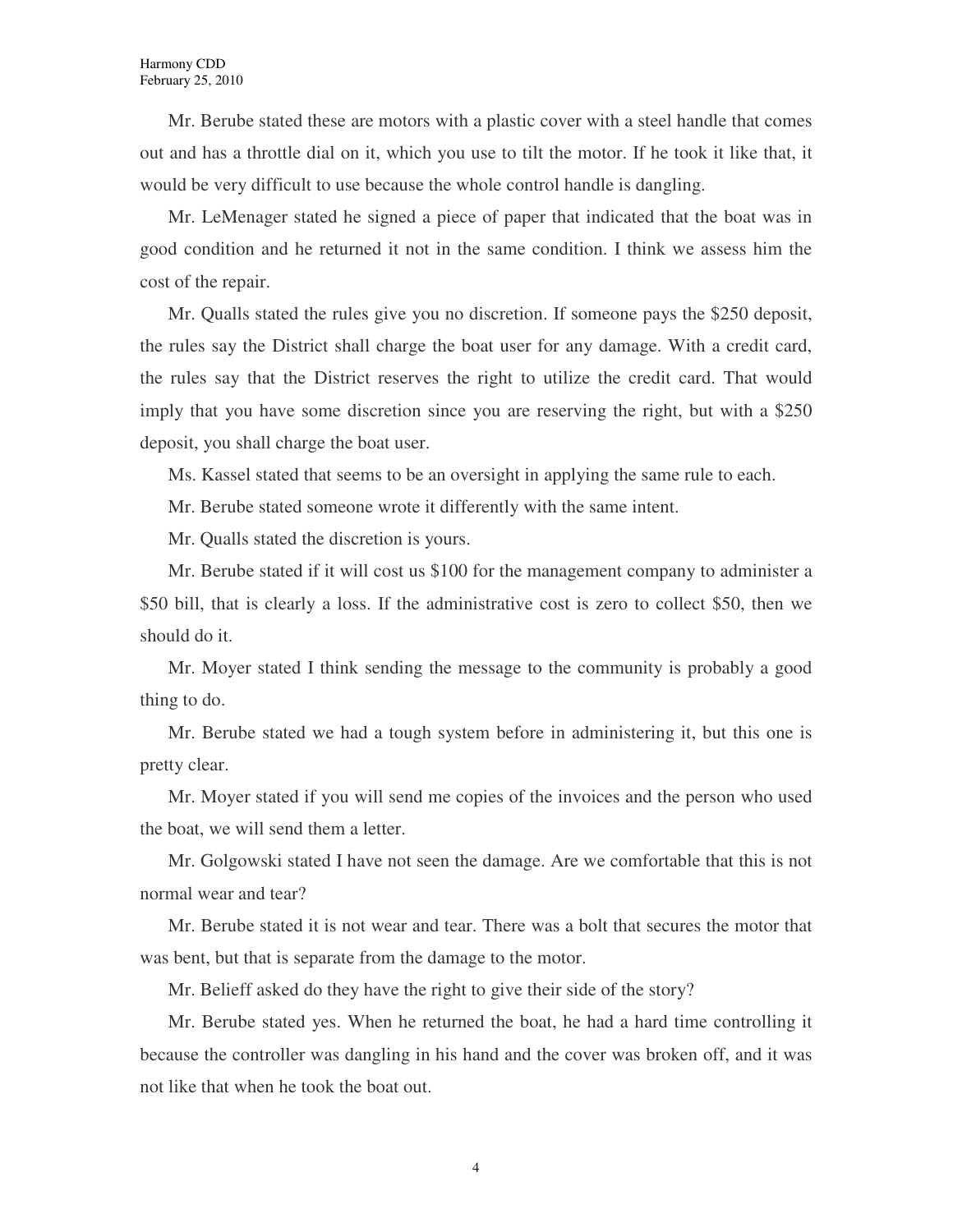Mr. Berube stated these are motors with a plastic cover with a steel handle that comes out and has a throttle dial on it, which you use to tilt the motor. If he took it like that, it would be very difficult to use because the whole control handle is dangling.

Mr. LeMenager stated he signed a piece of paper that indicated that the boat was in good condition and he returned it not in the same condition. I think we assess him the cost of the repair.

Mr. Qualls stated the rules give you no discretion. If someone pays the $250 deposit, the rules say the District shall charge the boat user for any damage. With a credit card, the rules say that the District reserves the right to utilize the credit card. That would imply that you have some discretion since you are reserving the right, but with a $250 deposit, you shall charge the boat user.

Ms. Kassel stated that seems to be an oversight in applying the same rule to each.

Mr. Berube stated someone wrote it differently with the same intent.

Mr. Qualls stated the discretion is yours.

Mr. Berube stated if it will cost us $100 for the management company to administer a $50 bill, that is clearly a loss. If the administrative cost is zero to collect $50, then we should do it.

Mr. Moyer stated I think sending the message to the community is probably a good thing to do.

Mr. Berube stated we had a tough system before in administering it, but this one is pretty clear.

Mr. Moyer stated if you will send me copies of the invoices and the person who used the boat, we will send them a letter.

Mr. Golgowski stated I have not seen the damage. Are we comfortable that this is not normal wear and tear?

Mr. Berube stated it is not wear and tear. There was a bolt that secures the motor that was bent, but that is separate from the damage to the motor.

Mr. Belieff asked do they have the right to give their side of the story?

Mr. Berube stated yes. When he returned the boat, he had a hard time controlling it because the controller was dangling in his hand and the cover was broken off, and it was not like that when he took the boat out.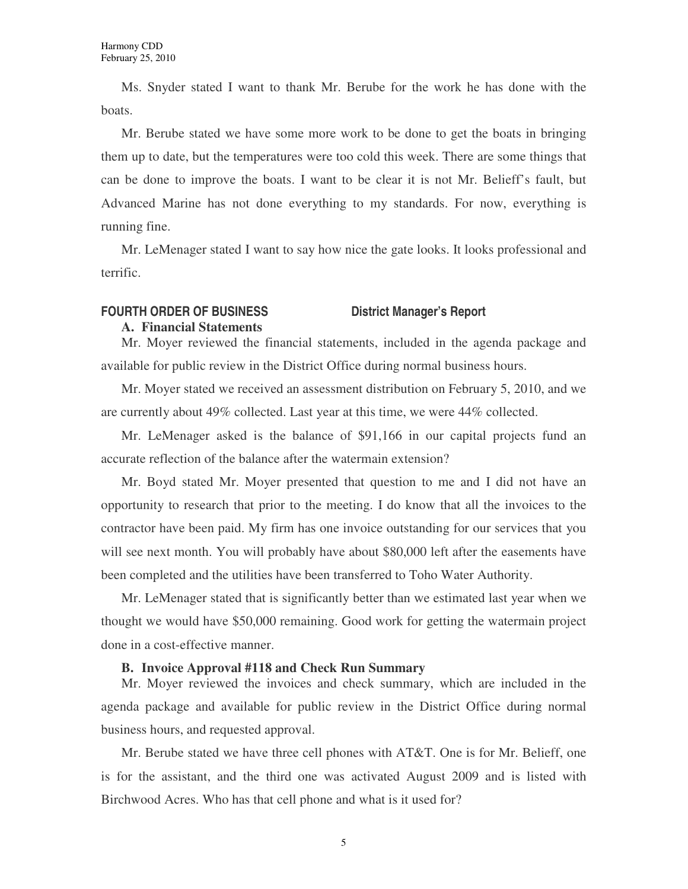Ms. Snyder stated I want to thank Mr. Berube for the work he has done with the boats.

Mr. Berube stated we have some more work to be done to get the boats in bringing them up to date, but the temperatures were too cold this week. There are some things that can be done to improve the boats. I want to be clear it is not Mr. Belieff's fault, but Advanced Marine has not done everything to my standards. For now, everything is running fine.

Mr. LeMenager stated I want to say how nice the gate looks. It looks professional and terrific.

## FOURTH ORDER OF BUSINESS — District Manager's Report

### A. Financial Statements

Mr. Moyer reviewed the financial statements, included in the agenda package and available for public review in the District Office during normal business hours.

Mr. Moyer stated we received an assessment distribution on February 5, 2010, and we are currently about 49% collected. Last year at this time, we were 44% collected.

Mr. LeMenager asked is the balance of $91,166 in our capital projects fund an accurate reflection of the balance after the watermain extension?

Mr. Boyd stated Mr. Moyer presented that question to me and I did not have an opportunity to research that prior to the meeting. I do know that all the invoices to the contractor have been paid. My firm has one invoice outstanding for our services that you will see next month. You will probably have about $80,000 left after the easements have been completed and the utilities have been transferred to Toho Water Authority.

Mr. LeMenager stated that is significantly better than we estimated last year when we thought we would have $50,000 remaining. Good work for getting the watermain project done in a cost-effective manner.

### B. Invoice Approval #118 and Check Run Summary

Mr. Moyer reviewed the invoices and check summary, which are included in the agenda package and available for public review in the District Office during normal business hours, and requested approval.

Mr. Berube stated we have three cell phones with AT&T. One is for Mr. Belieff, one is for the assistant, and the third one was activated August 2009 and is listed with Birchwood Acres. Who has that cell phone and what is it used for?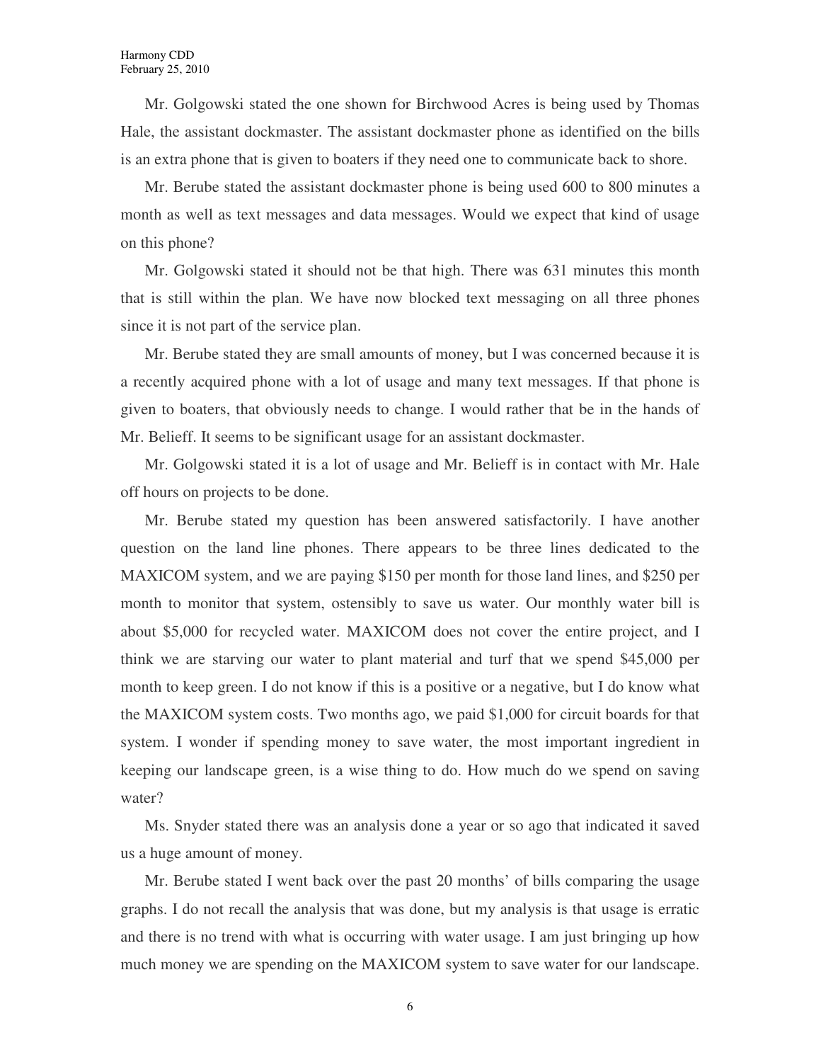Mr. Golgowski stated the one shown for Birchwood Acres is being used by Thomas Hale, the assistant dockmaster. The assistant dockmaster phone as identified on the bills is an extra phone that is given to boaters if they need one to communicate back to shore.

Mr. Berube stated the assistant dockmaster phone is being used 600 to 800 minutes a month as well as text messages and data messages. Would we expect that kind of usage on this phone?

Mr. Golgowski stated it should not be that high. There was 631 minutes this month that is still within the plan. We have now blocked text messaging on all three phones since it is not part of the service plan.

Mr. Berube stated they are small amounts of money, but I was concerned because it is a recently acquired phone with a lot of usage and many text messages. If that phone is given to boaters, that obviously needs to change. I would rather that be in the hands of Mr. Belieff. It seems to be significant usage for an assistant dockmaster.

Mr. Golgowski stated it is a lot of usage and Mr. Belieff is in contact with Mr. Hale off hours on projects to be done.

Mr. Berube stated my question has been answered satisfactorily. I have another question on the land line phones. There appears to be three lines dedicated to the MAXICOM system, and we are paying $150 per month for those land lines, and $250 per month to monitor that system, ostensibly to save us water. Our monthly water bill is about $5,000 for recycled water. MAXICOM does not cover the entire project, and I think we are starving our water to plant material and turf that we spend $45,000 per month to keep green. I do not know if this is a positive or a negative, but I do know what the MAXICOM system costs. Two months ago, we paid $1,000 for circuit boards for that system. I wonder if spending money to save water, the most important ingredient in keeping our landscape green, is a wise thing to do. How much do we spend on saving water?

Ms. Snyder stated there was an analysis done a year or so ago that indicated it saved us a huge amount of money.

Mr. Berube stated I went back over the past 20 months' of bills comparing the usage graphs. I do not recall the analysis that was done, but my analysis is that usage is erratic and there is no trend with what is occurring with water usage. I am just bringing up how much money we are spending on the MAXICOM system to save water for our landscape.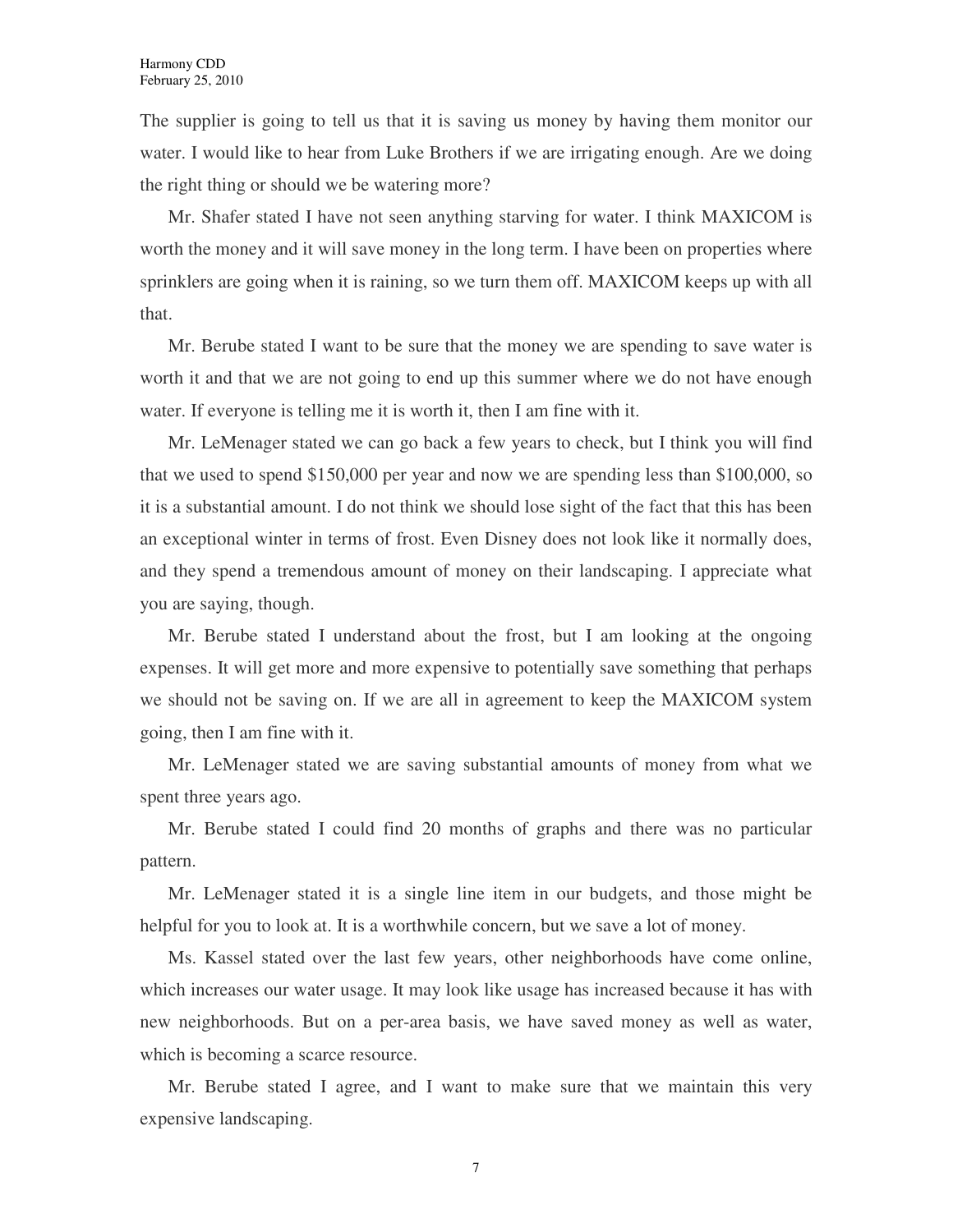The supplier is going to tell us that it is saving us money by having them monitor our water. I would like to hear from Luke Brothers if we are irrigating enough. Are we doing the right thing or should we be watering more?

Mr. Shafer stated I have not seen anything starving for water. I think MAXICOM is worth the money and it will save money in the long term. I have been on properties where sprinklers are going when it is raining, so we turn them off. MAXICOM keeps up with all that.

Mr. Berube stated I want to be sure that the money we are spending to save water is worth it and that we are not going to end up this summer where we do not have enough water. If everyone is telling me it is worth it, then I am fine with it.

Mr. LeMenager stated we can go back a few years to check, but I think you will find that we used to spend $150,000 per year and now we are spending less than $100,000, so it is a substantial amount. I do not think we should lose sight of the fact that this has been an exceptional winter in terms of frost. Even Disney does not look like it normally does, and they spend a tremendous amount of money on their landscaping. I appreciate what you are saying, though.

Mr. Berube stated I understand about the frost, but I am looking at the ongoing expenses. It will get more and more expensive to potentially save something that perhaps we should not be saving on. If we are all in agreement to keep the MAXICOM system going, then I am fine with it.

Mr. LeMenager stated we are saving substantial amounts of money from what we spent three years ago.

Mr. Berube stated I could find 20 months of graphs and there was no particular pattern.

Mr. LeMenager stated it is a single line item in our budgets, and those might be helpful for you to look at. It is a worthwhile concern, but we save a lot of money.

Ms. Kassel stated over the last few years, other neighborhoods have come online, which increases our water usage. It may look like usage has increased because it has with new neighborhoods. But on a per-area basis, we have saved money as well as water, which is becoming a scarce resource.

Mr. Berube stated I agree, and I want to make sure that we maintain this very expensive landscaping.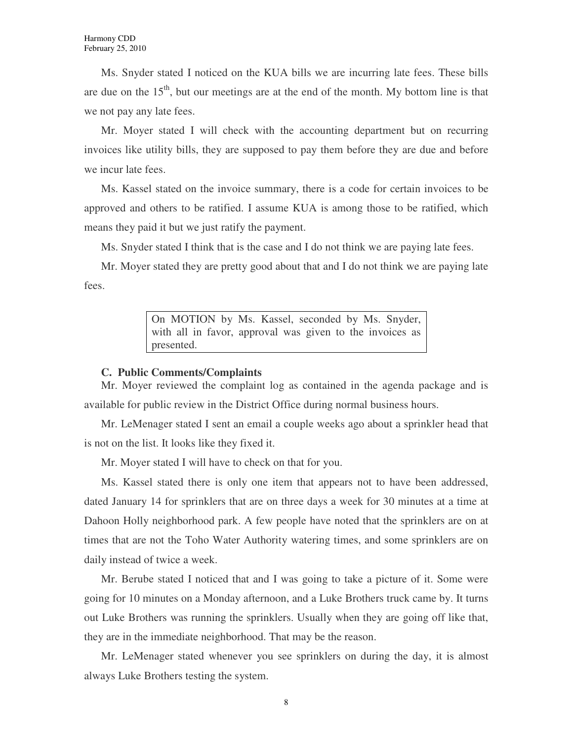Ms. Snyder stated I noticed on the KUA bills we are incurring late fees. These bills are due on the 15th, but our meetings are at the end of the month. My bottom line is that we not pay any late fees.

Mr. Moyer stated I will check with the accounting department but on recurring invoices like utility bills, they are supposed to pay them before they are due and before we incur late fees.

Ms. Kassel stated on the invoice summary, there is a code for certain invoices to be approved and others to be ratified. I assume KUA is among those to be ratified, which means they paid it but we just ratify the payment.

Ms. Snyder stated I think that is the case and I do not think we are paying late fees.

Mr. Moyer stated they are pretty good about that and I do not think we are paying late fees.

> On MOTION by Ms. Kassel, seconded by Ms. Snyder, with all in favor, approval was given to the invoices as presented.

**C. Public Comments/Complaints**

Mr. Moyer reviewed the complaint log as contained in the agenda package and is available for public review in the District Office during normal business hours.

Mr. LeMenager stated I sent an email a couple weeks ago about a sprinkler head that is not on the list. It looks like they fixed it.

Mr. Moyer stated I will have to check on that for you.

Ms. Kassel stated there is only one item that appears not to have been addressed, dated January 14 for sprinklers that are on three days a week for 30 minutes at a time at Dahoon Holly neighborhood park. A few people have noted that the sprinklers are on at times that are not the Toho Water Authority watering times, and some sprinklers are on daily instead of twice a week.

Mr. Berube stated I noticed that and I was going to take a picture of it. Some were going for 10 minutes on a Monday afternoon, and a Luke Brothers truck came by. It turns out Luke Brothers was running the sprinklers. Usually when they are going off like that, they are in the immediate neighborhood. That may be the reason.

Mr. LeMenager stated whenever you see sprinklers on during the day, it is almost always Luke Brothers testing the system.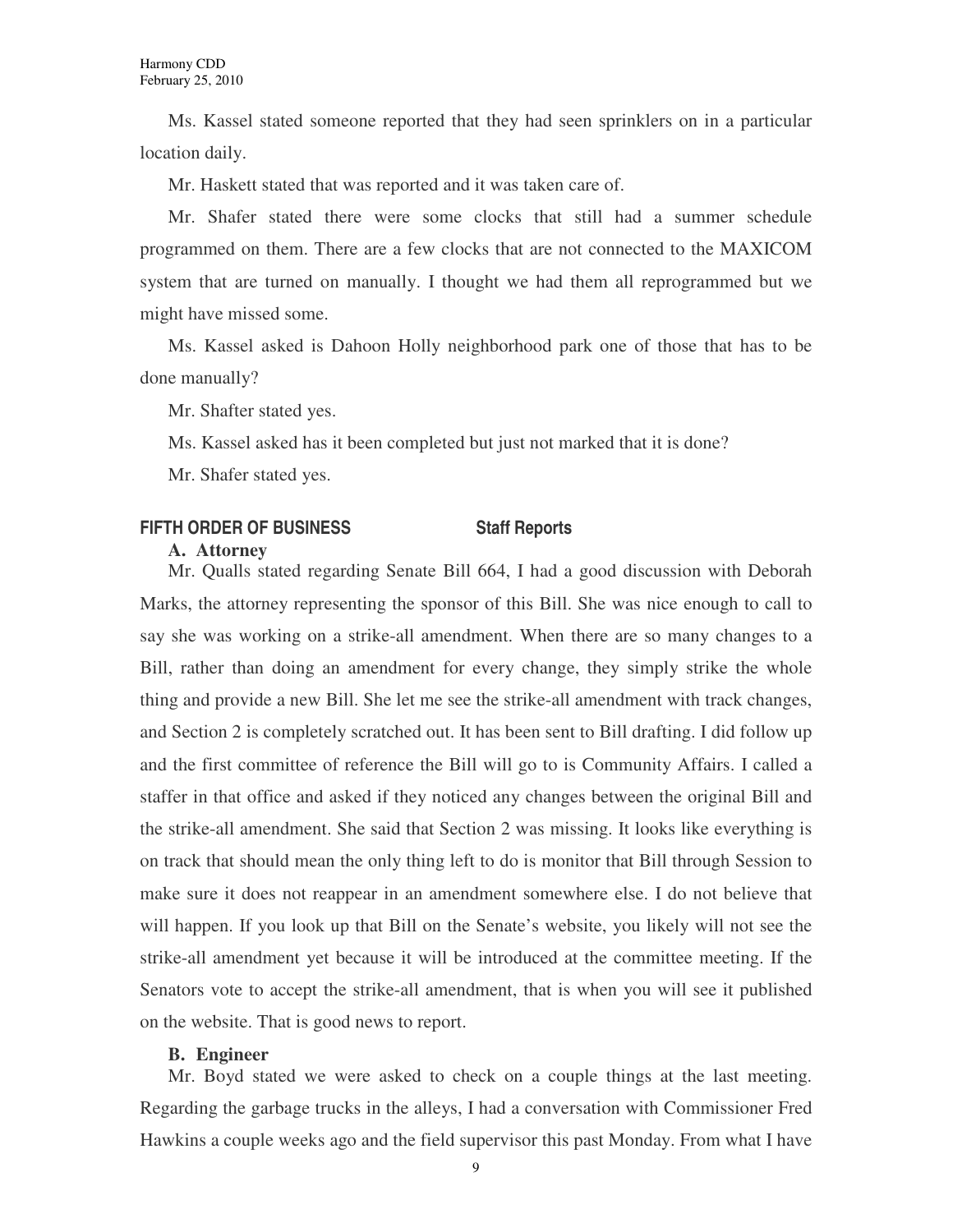Ms. Kassel stated someone reported that they had seen sprinklers on in a particular location daily.

Mr. Haskett stated that was reported and it was taken care of.

Mr. Shafer stated there were some clocks that still had a summer schedule programmed on them. There are a few clocks that are not connected to the MAXICOM system that are turned on manually. I thought we had them all reprogrammed but we might have missed some.

Ms. Kassel asked is Dahoon Holly neighborhood park one of those that has to be done manually?

Mr. Shafter stated yes.

Ms. Kassel asked has it been completed but just not marked that it is done?

Mr. Shafer stated yes.

## FIFTH ORDER OF BUSINESS　　　　Staff Reports

### A. Attorney

Mr. Qualls stated regarding Senate Bill 664, I had a good discussion with Deborah Marks, the attorney representing the sponsor of this Bill. She was nice enough to call to say she was working on a strike-all amendment. When there are so many changes to a Bill, rather than doing an amendment for every change, they simply strike the whole thing and provide a new Bill. She let me see the strike-all amendment with track changes, and Section 2 is completely scratched out. It has been sent to Bill drafting. I did follow up and the first committee of reference the Bill will go to is Community Affairs. I called a staffer in that office and asked if they noticed any changes between the original Bill and the strike-all amendment. She said that Section 2 was missing. It looks like everything is on track that should mean the only thing left to do is monitor that Bill through Session to make sure it does not reappear in an amendment somewhere else. I do not believe that will happen. If you look up that Bill on the Senate's website, you likely will not see the strike-all amendment yet because it will be introduced at the committee meeting. If the Senators vote to accept the strike-all amendment, that is when you will see it published on the website. That is good news to report.

### B. Engineer

Mr. Boyd stated we were asked to check on a couple things at the last meeting. Regarding the garbage trucks in the alleys, I had a conversation with Commissioner Fred Hawkins a couple weeks ago and the field supervisor this past Monday. From what I have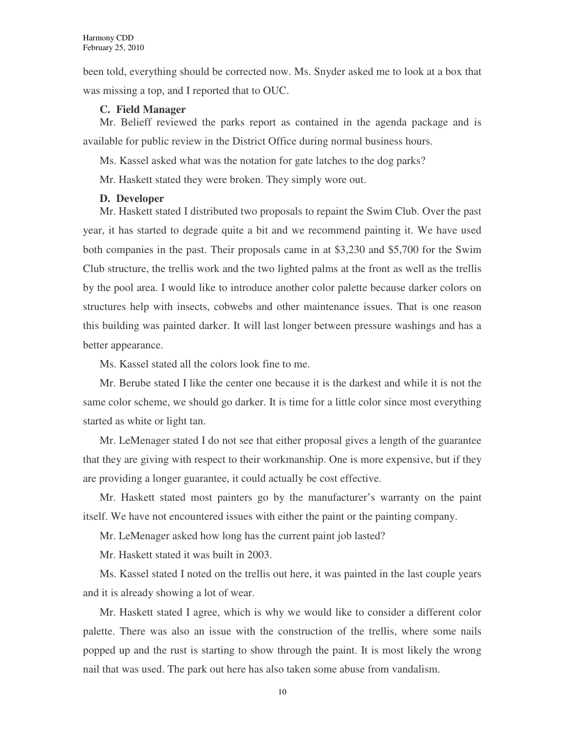been told, everything should be corrected now. Ms. Snyder asked me to look at a box that was missing a top, and I reported that to OUC.

**C. Field Manager**

Mr. Belieff reviewed the parks report as contained in the agenda package and is available for public review in the District Office during normal business hours.

Ms. Kassel asked what was the notation for gate latches to the dog parks?

Mr. Haskett stated they were broken. They simply wore out.

**D. Developer**

Mr. Haskett stated I distributed two proposals to repaint the Swim Club. Over the past year, it has started to degrade quite a bit and we recommend painting it. We have used both companies in the past. Their proposals came in at $3,230 and $5,700 for the Swim Club structure, the trellis work and the two lighted palms at the front as well as the trellis by the pool area. I would like to introduce another color palette because darker colors on structures help with insects, cobwebs and other maintenance issues. That is one reason this building was painted darker. It will last longer between pressure washings and has a better appearance.

Ms. Kassel stated all the colors look fine to me.

Mr. Berube stated I like the center one because it is the darkest and while it is not the same color scheme, we should go darker. It is time for a little color since most everything started as white or light tan.

Mr. LeMenager stated I do not see that either proposal gives a length of the guarantee that they are giving with respect to their workmanship. One is more expensive, but if they are providing a longer guarantee, it could actually be cost effective.

Mr. Haskett stated most painters go by the manufacturer's warranty on the paint itself. We have not encountered issues with either the paint or the painting company.

Mr. LeMenager asked how long has the current paint job lasted?

Mr. Haskett stated it was built in 2003.

Ms. Kassel stated I noted on the trellis out here, it was painted in the last couple years and it is already showing a lot of wear.

Mr. Haskett stated I agree, which is why we would like to consider a different color palette. There was also an issue with the construction of the trellis, where some nails popped up and the rust is starting to show through the paint. It is most likely the wrong nail that was used. The park out here has also taken some abuse from vandalism.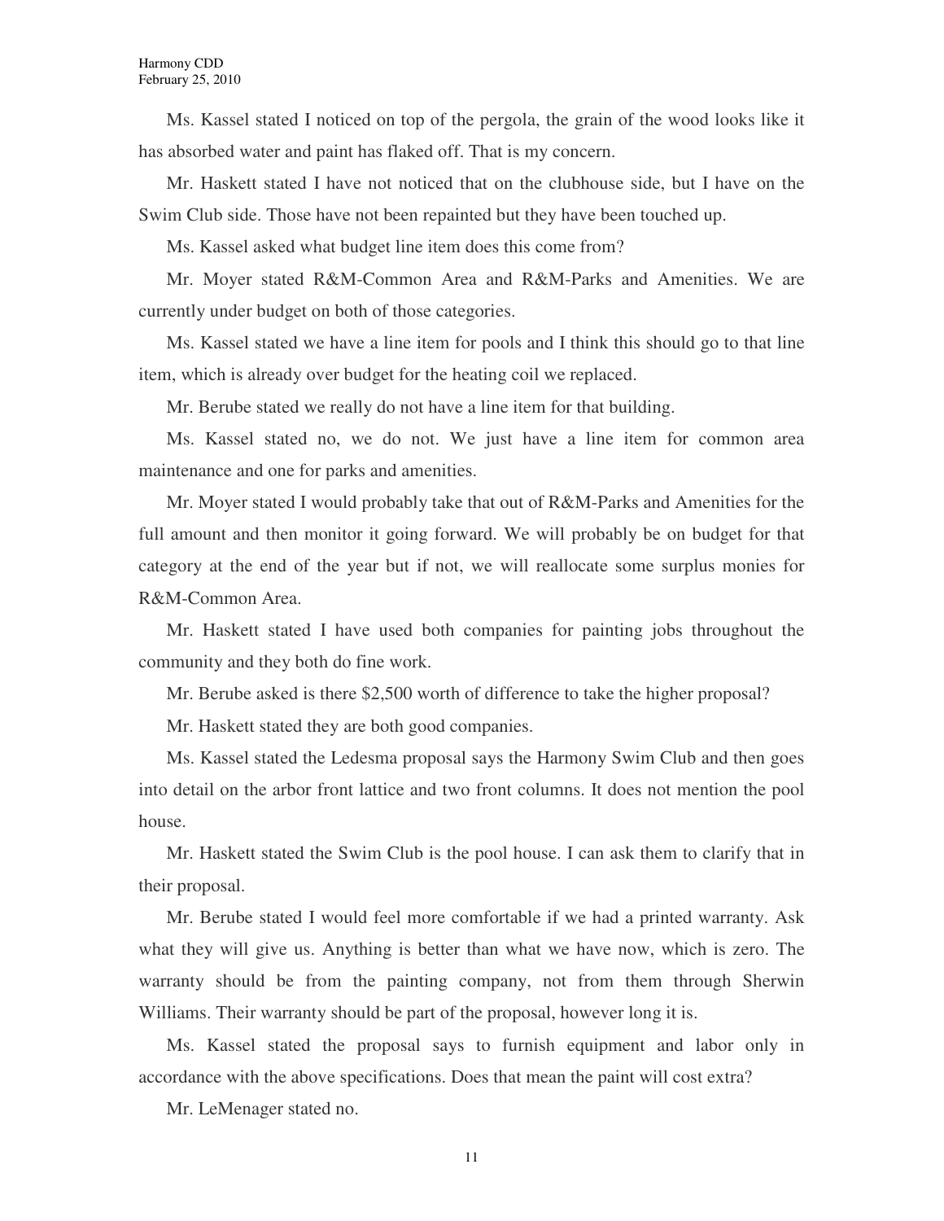Ms. Kassel stated I noticed on top of the pergola, the grain of the wood looks like it has absorbed water and paint has flaked off. That is my concern.

Mr. Haskett stated I have not noticed that on the clubhouse side, but I have on the Swim Club side. Those have not been repainted but they have been touched up.

Ms. Kassel asked what budget line item does this come from?

Mr. Moyer stated R&M-Common Area and R&M-Parks and Amenities. We are currently under budget on both of those categories.

Ms. Kassel stated we have a line item for pools and I think this should go to that line item, which is already over budget for the heating coil we replaced.

Mr. Berube stated we really do not have a line item for that building.

Ms. Kassel stated no, we do not. We just have a line item for common area maintenance and one for parks and amenities.

Mr. Moyer stated I would probably take that out of R&M-Parks and Amenities for the full amount and then monitor it going forward. We will probably be on budget for that category at the end of the year but if not, we will reallocate some surplus monies for R&M-Common Area.

Mr. Haskett stated I have used both companies for painting jobs throughout the community and they both do fine work.

Mr. Berube asked is there $2,500 worth of difference to take the higher proposal?

Mr. Haskett stated they are both good companies.

Ms. Kassel stated the Ledesma proposal says the Harmony Swim Club and then goes into detail on the arbor front lattice and two front columns. It does not mention the pool house.

Mr. Haskett stated the Swim Club is the pool house. I can ask them to clarify that in their proposal.

Mr. Berube stated I would feel more comfortable if we had a printed warranty. Ask what they will give us. Anything is better than what we have now, which is zero. The warranty should be from the painting company, not from them through Sherwin Williams. Their warranty should be part of the proposal, however long it is.

Ms. Kassel stated the proposal says to furnish equipment and labor only in accordance with the above specifications. Does that mean the paint will cost extra?

Mr. LeMenager stated no.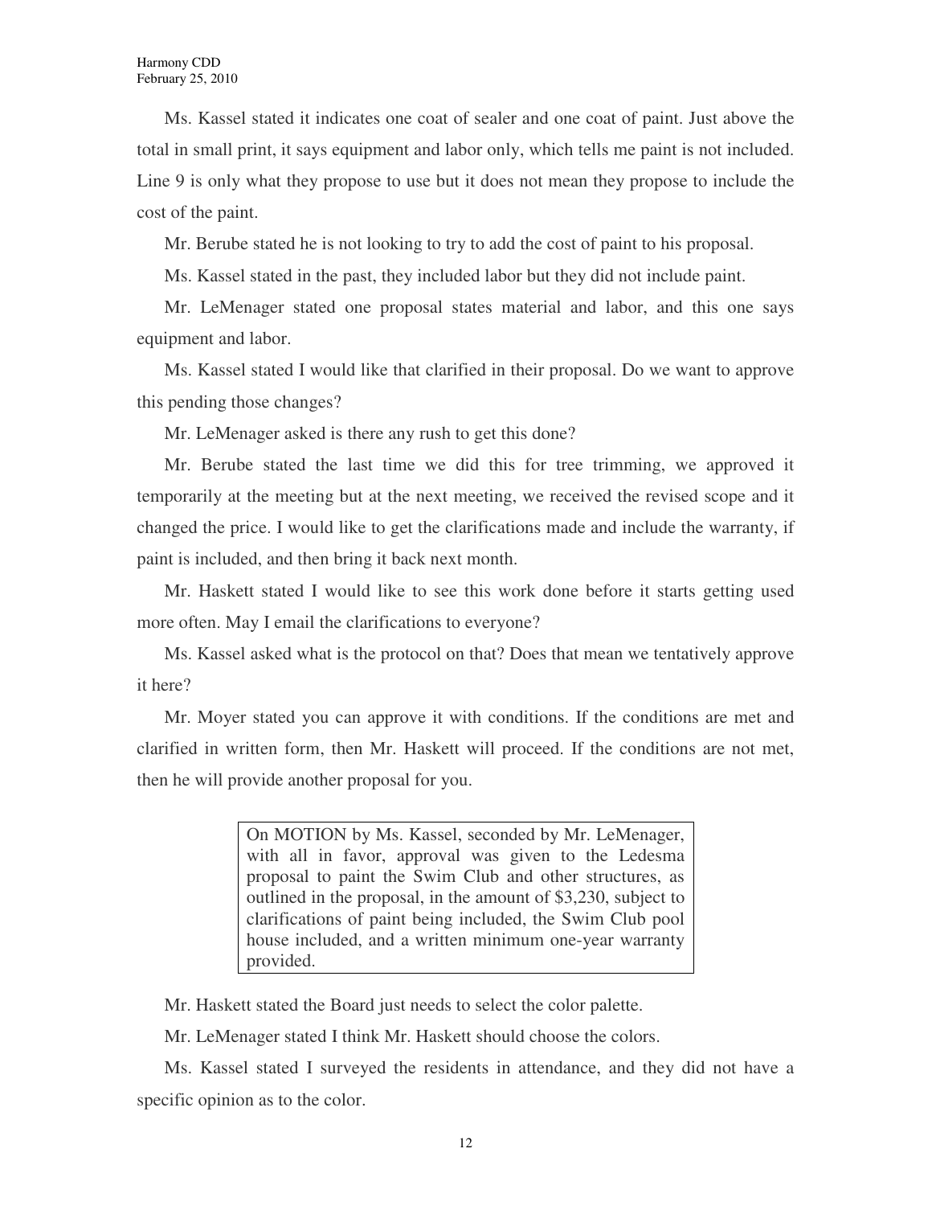Ms. Kassel stated it indicates one coat of sealer and one coat of paint. Just above the total in small print, it says equipment and labor only, which tells me paint is not included. Line 9 is only what they propose to use but it does not mean they propose to include the cost of the paint.

Mr. Berube stated he is not looking to try to add the cost of paint to his proposal.

Ms. Kassel stated in the past, they included labor but they did not include paint.

Mr. LeMenager stated one proposal states material and labor, and this one says equipment and labor.

Ms. Kassel stated I would like that clarified in their proposal. Do we want to approve this pending those changes?

Mr. LeMenager asked is there any rush to get this done?

Mr. Berube stated the last time we did this for tree trimming, we approved it temporarily at the meeting but at the next meeting, we received the revised scope and it changed the price. I would like to get the clarifications made and include the warranty, if paint is included, and then bring it back next month.

Mr. Haskett stated I would like to see this work done before it starts getting used more often. May I email the clarifications to everyone?

Ms. Kassel asked what is the protocol on that? Does that mean we tentatively approve it here?

Mr. Moyer stated you can approve it with conditions. If the conditions are met and clarified in written form, then Mr. Haskett will proceed. If the conditions are not met, then he will provide another proposal for you.

> On MOTION by Ms. Kassel, seconded by Mr. LeMenager, with all in favor, approval was given to the Ledesma proposal to paint the Swim Club and other structures, as outlined in the proposal, in the amount of $3,230, subject to clarifications of paint being included, the Swim Club pool house included, and a written minimum one-year warranty provided.

Mr. Haskett stated the Board just needs to select the color palette.

Mr. LeMenager stated I think Mr. Haskett should choose the colors.

Ms. Kassel stated I surveyed the residents in attendance, and they did not have a specific opinion as to the color.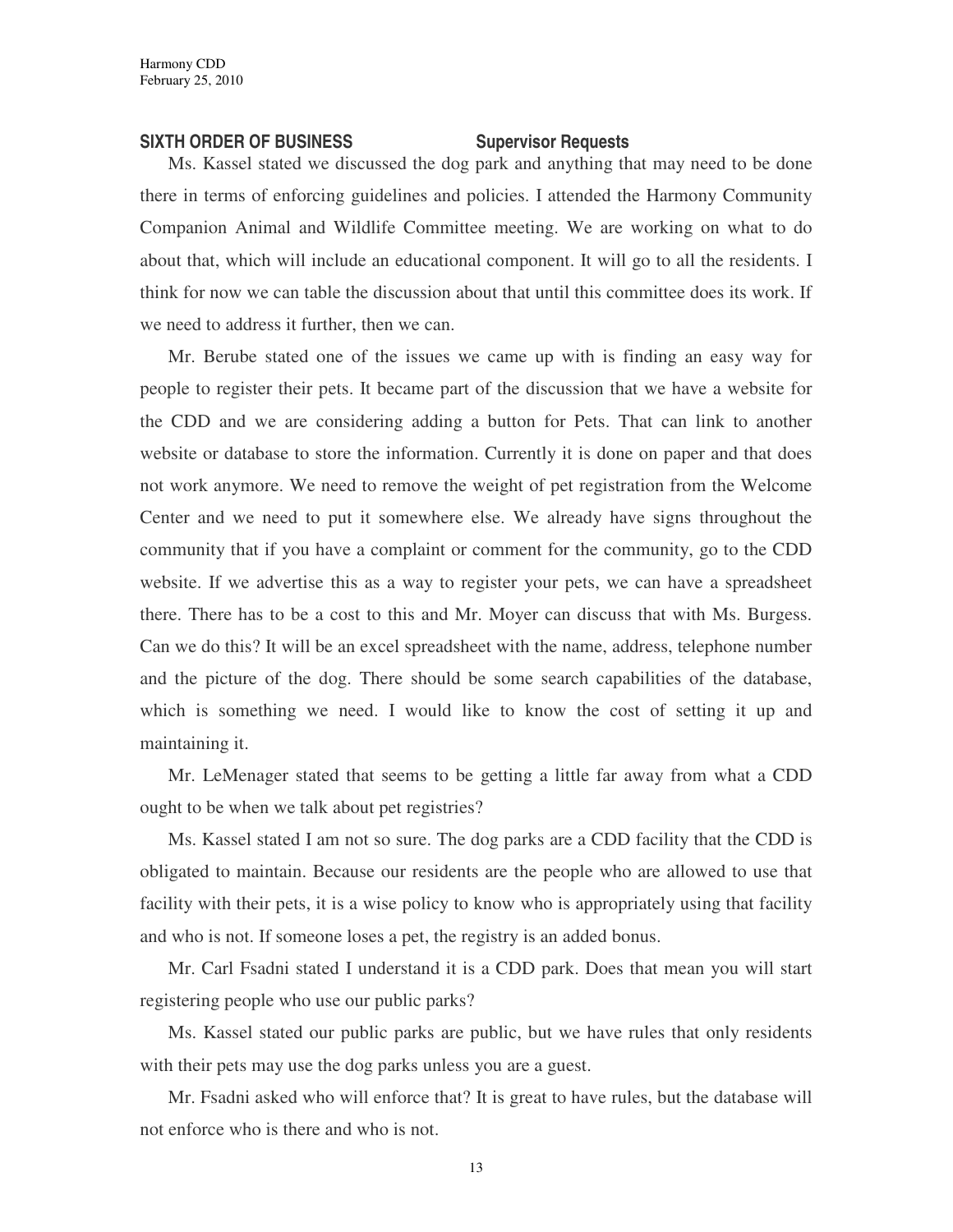## SIXTH ORDER OF BUSINESS Supervisor Requests

Ms. Kassel stated we discussed the dog park and anything that may need to be done there in terms of enforcing guidelines and policies. I attended the Harmony Community Companion Animal and Wildlife Committee meeting. We are working on what to do about that, which will include an educational component. It will go to all the residents. I think for now we can table the discussion about that until this committee does its work. If we need to address it further, then we can.

Mr. Berube stated one of the issues we came up with is finding an easy way for people to register their pets. It became part of the discussion that we have a website for the CDD and we are considering adding a button for Pets. That can link to another website or database to store the information. Currently it is done on paper and that does not work anymore. We need to remove the weight of pet registration from the Welcome Center and we need to put it somewhere else. We already have signs throughout the community that if you have a complaint or comment for the community, go to the CDD website. If we advertise this as a way to register your pets, we can have a spreadsheet there. There has to be a cost to this and Mr. Moyer can discuss that with Ms. Burgess. Can we do this? It will be an excel spreadsheet with the name, address, telephone number and the picture of the dog. There should be some search capabilities of the database, which is something we need. I would like to know the cost of setting it up and maintaining it.

Mr. LeMenager stated that seems to be getting a little far away from what a CDD ought to be when we talk about pet registries?

Ms. Kassel stated I am not so sure. The dog parks are a CDD facility that the CDD is obligated to maintain. Because our residents are the people who are allowed to use that facility with their pets, it is a wise policy to know who is appropriately using that facility and who is not. If someone loses a pet, the registry is an added bonus.

Mr. Carl Fsadni stated I understand it is a CDD park. Does that mean you will start registering people who use our public parks?

Ms. Kassel stated our public parks are public, but we have rules that only residents with their pets may use the dog parks unless you are a guest.

Mr. Fsadni asked who will enforce that? It is great to have rules, but the database will not enforce who is there and who is not.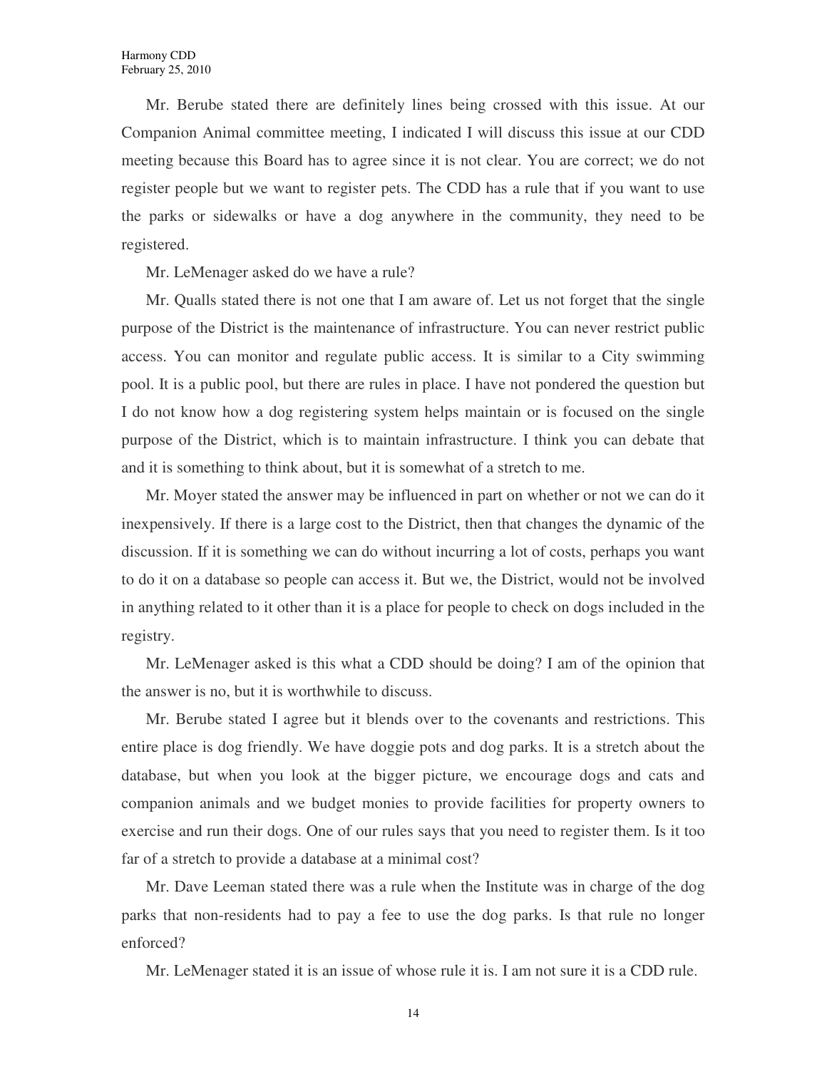Mr. Berube stated there are definitely lines being crossed with this issue. At our Companion Animal committee meeting, I indicated I will discuss this issue at our CDD meeting because this Board has to agree since it is not clear. You are correct; we do not register people but we want to register pets. The CDD has a rule that if you want to use the parks or sidewalks or have a dog anywhere in the community, they need to be registered.

Mr. LeMenager asked do we have a rule?

Mr. Qualls stated there is not one that I am aware of. Let us not forget that the single purpose of the District is the maintenance of infrastructure. You can never restrict public access. You can monitor and regulate public access. It is similar to a City swimming pool. It is a public pool, but there are rules in place. I have not pondered the question but I do not know how a dog registering system helps maintain or is focused on the single purpose of the District, which is to maintain infrastructure. I think you can debate that and it is something to think about, but it is somewhat of a stretch to me.

Mr. Moyer stated the answer may be influenced in part on whether or not we can do it inexpensively. If there is a large cost to the District, then that changes the dynamic of the discussion. If it is something we can do without incurring a lot of costs, perhaps you want to do it on a database so people can access it. But we, the District, would not be involved in anything related to it other than it is a place for people to check on dogs included in the registry.

Mr. LeMenager asked is this what a CDD should be doing? I am of the opinion that the answer is no, but it is worthwhile to discuss.

Mr. Berube stated I agree but it blends over to the covenants and restrictions. This entire place is dog friendly. We have doggie pots and dog parks. It is a stretch about the database, but when you look at the bigger picture, we encourage dogs and cats and companion animals and we budget monies to provide facilities for property owners to exercise and run their dogs. One of our rules says that you need to register them. Is it too far of a stretch to provide a database at a minimal cost?

Mr. Dave Leeman stated there was a rule when the Institute was in charge of the dog parks that non-residents had to pay a fee to use the dog parks. Is that rule no longer enforced?

Mr. LeMenager stated it is an issue of whose rule it is. I am not sure it is a CDD rule.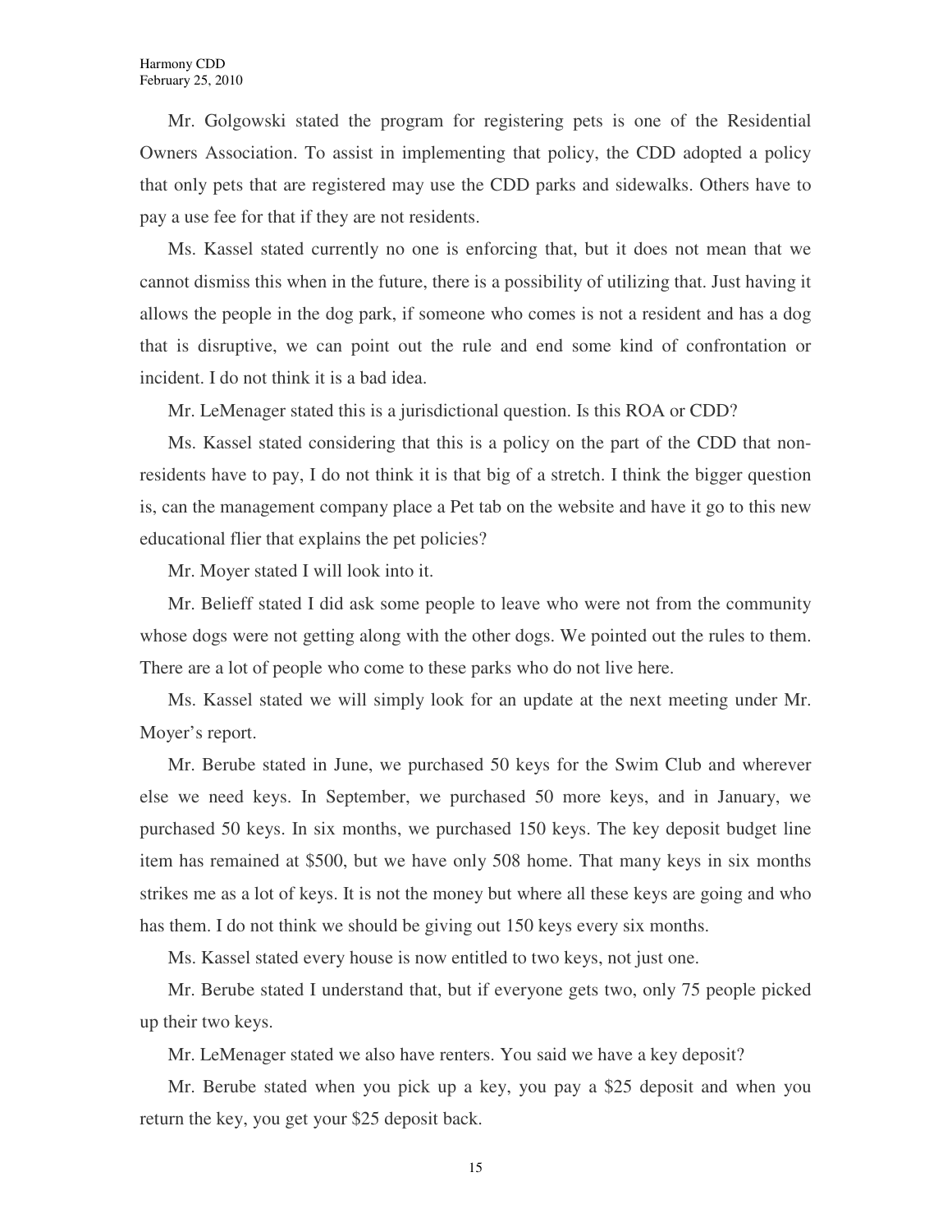Mr. Golgowski stated the program for registering pets is one of the Residential Owners Association. To assist in implementing that policy, the CDD adopted a policy that only pets that are registered may use the CDD parks and sidewalks. Others have to pay a use fee for that if they are not residents.

Ms. Kassel stated currently no one is enforcing that, but it does not mean that we cannot dismiss this when in the future, there is a possibility of utilizing that. Just having it allows the people in the dog park, if someone who comes is not a resident and has a dog that is disruptive, we can point out the rule and end some kind of confrontation or incident. I do not think it is a bad idea.

Mr. LeMenager stated this is a jurisdictional question. Is this ROA or CDD?

Ms. Kassel stated considering that this is a policy on the part of the CDD that non-residents have to pay, I do not think it is that big of a stretch. I think the bigger question is, can the management company place a Pet tab on the website and have it go to this new educational flier that explains the pet policies?

Mr. Moyer stated I will look into it.

Mr. Belieff stated I did ask some people to leave who were not from the community whose dogs were not getting along with the other dogs. We pointed out the rules to them. There are a lot of people who come to these parks who do not live here.

Ms. Kassel stated we will simply look for an update at the next meeting under Mr. Moyer's report.

Mr. Berube stated in June, we purchased 50 keys for the Swim Club and wherever else we need keys. In September, we purchased 50 more keys, and in January, we purchased 50 keys. In six months, we purchased 150 keys. The key deposit budget line item has remained at $500, but we have only 508 home. That many keys in six months strikes me as a lot of keys. It is not the money but where all these keys are going and who has them. I do not think we should be giving out 150 keys every six months.

Ms. Kassel stated every house is now entitled to two keys, not just one.

Mr. Berube stated I understand that, but if everyone gets two, only 75 people picked up their two keys.

Mr. LeMenager stated we also have renters. You said we have a key deposit?

Mr. Berube stated when you pick up a key, you pay a $25 deposit and when you return the key, you get your $25 deposit back.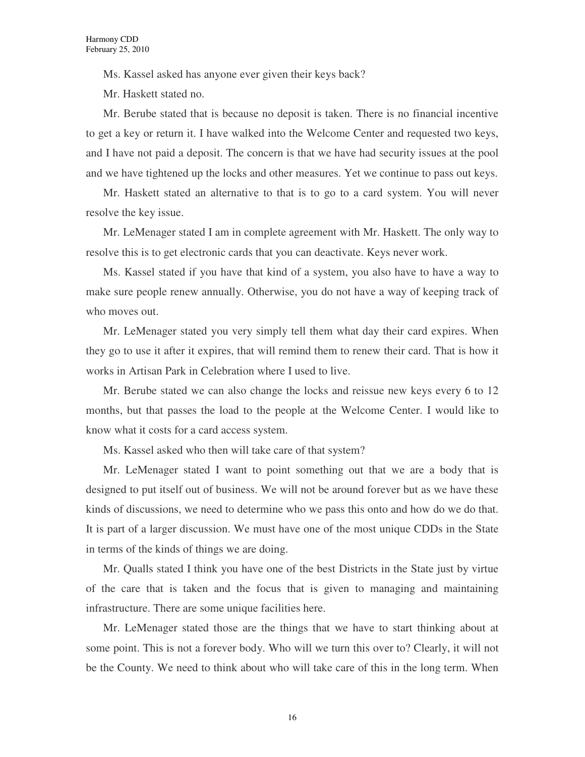Ms. Kassel asked has anyone ever given their keys back?

Mr. Haskett stated no.

Mr. Berube stated that is because no deposit is taken. There is no financial incentive to get a key or return it. I have walked into the Welcome Center and requested two keys, and I have not paid a deposit. The concern is that we have had security issues at the pool and we have tightened up the locks and other measures. Yet we continue to pass out keys.

Mr. Haskett stated an alternative to that is to go to a card system. You will never resolve the key issue.

Mr. LeMenager stated I am in complete agreement with Mr. Haskett. The only way to resolve this is to get electronic cards that you can deactivate. Keys never work.

Ms. Kassel stated if you have that kind of a system, you also have to have a way to make sure people renew annually. Otherwise, you do not have a way of keeping track of who moves out.

Mr. LeMenager stated you very simply tell them what day their card expires. When they go to use it after it expires, that will remind them to renew their card. That is how it works in Artisan Park in Celebration where I used to live.

Mr. Berube stated we can also change the locks and reissue new keys every 6 to 12 months, but that passes the load to the people at the Welcome Center. I would like to know what it costs for a card access system.

Ms. Kassel asked who then will take care of that system?

Mr. LeMenager stated I want to point something out that we are a body that is designed to put itself out of business. We will not be around forever but as we have these kinds of discussions, we need to determine who we pass this onto and how do we do that. It is part of a larger discussion. We must have one of the most unique CDDs in the State in terms of the kinds of things we are doing.

Mr. Qualls stated I think you have one of the best Districts in the State just by virtue of the care that is taken and the focus that is given to managing and maintaining infrastructure. There are some unique facilities here.

Mr. LeMenager stated those are the things that we have to start thinking about at some point. This is not a forever body. Who will we turn this over to? Clearly, it will not be the County. We need to think about who will take care of this in the long term. When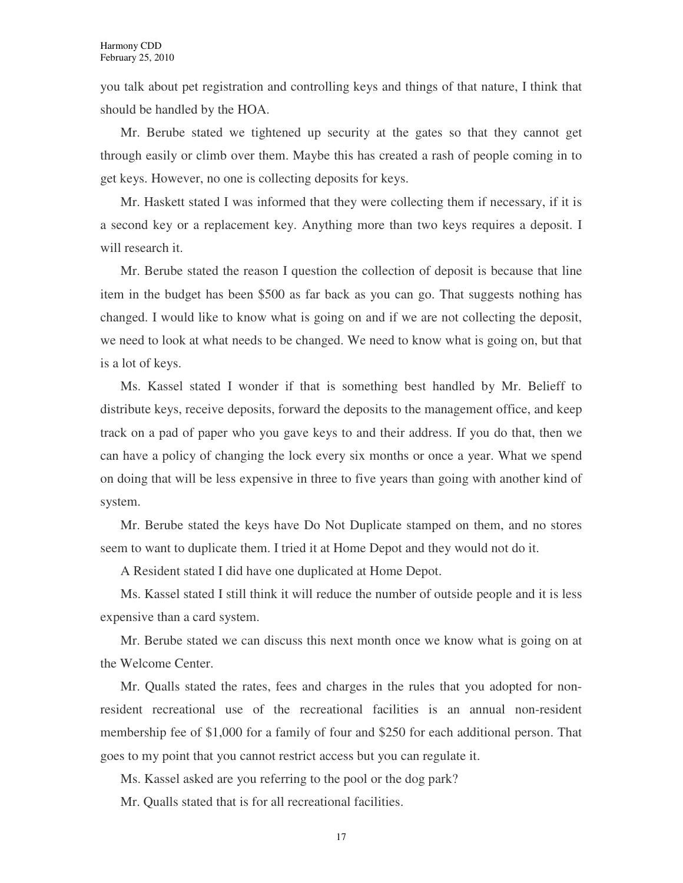you talk about pet registration and controlling keys and things of that nature, I think that should be handled by the HOA.

Mr. Berube stated we tightened up security at the gates so that they cannot get through easily or climb over them. Maybe this has created a rash of people coming in to get keys. However, no one is collecting deposits for keys.

Mr. Haskett stated I was informed that they were collecting them if necessary, if it is a second key or a replacement key. Anything more than two keys requires a deposit. I will research it.

Mr. Berube stated the reason I question the collection of deposit is because that line item in the budget has been $500 as far back as you can go. That suggests nothing has changed. I would like to know what is going on and if we are not collecting the deposit, we need to look at what needs to be changed. We need to know what is going on, but that is a lot of keys.

Ms. Kassel stated I wonder if that is something best handled by Mr. Belieff to distribute keys, receive deposits, forward the deposits to the management office, and keep track on a pad of paper who you gave keys to and their address. If you do that, then we can have a policy of changing the lock every six months or once a year. What we spend on doing that will be less expensive in three to five years than going with another kind of system.

Mr. Berube stated the keys have Do Not Duplicate stamped on them, and no stores seem to want to duplicate them. I tried it at Home Depot and they would not do it.

A Resident stated I did have one duplicated at Home Depot.

Ms. Kassel stated I still think it will reduce the number of outside people and it is less expensive than a card system.

Mr. Berube stated we can discuss this next month once we know what is going on at the Welcome Center.

Mr. Qualls stated the rates, fees and charges in the rules that you adopted for non-resident recreational use of the recreational facilities is an annual non-resident membership fee of $1,000 for a family of four and $250 for each additional person. That goes to my point that you cannot restrict access but you can regulate it.

Ms. Kassel asked are you referring to the pool or the dog park?

Mr. Qualls stated that is for all recreational facilities.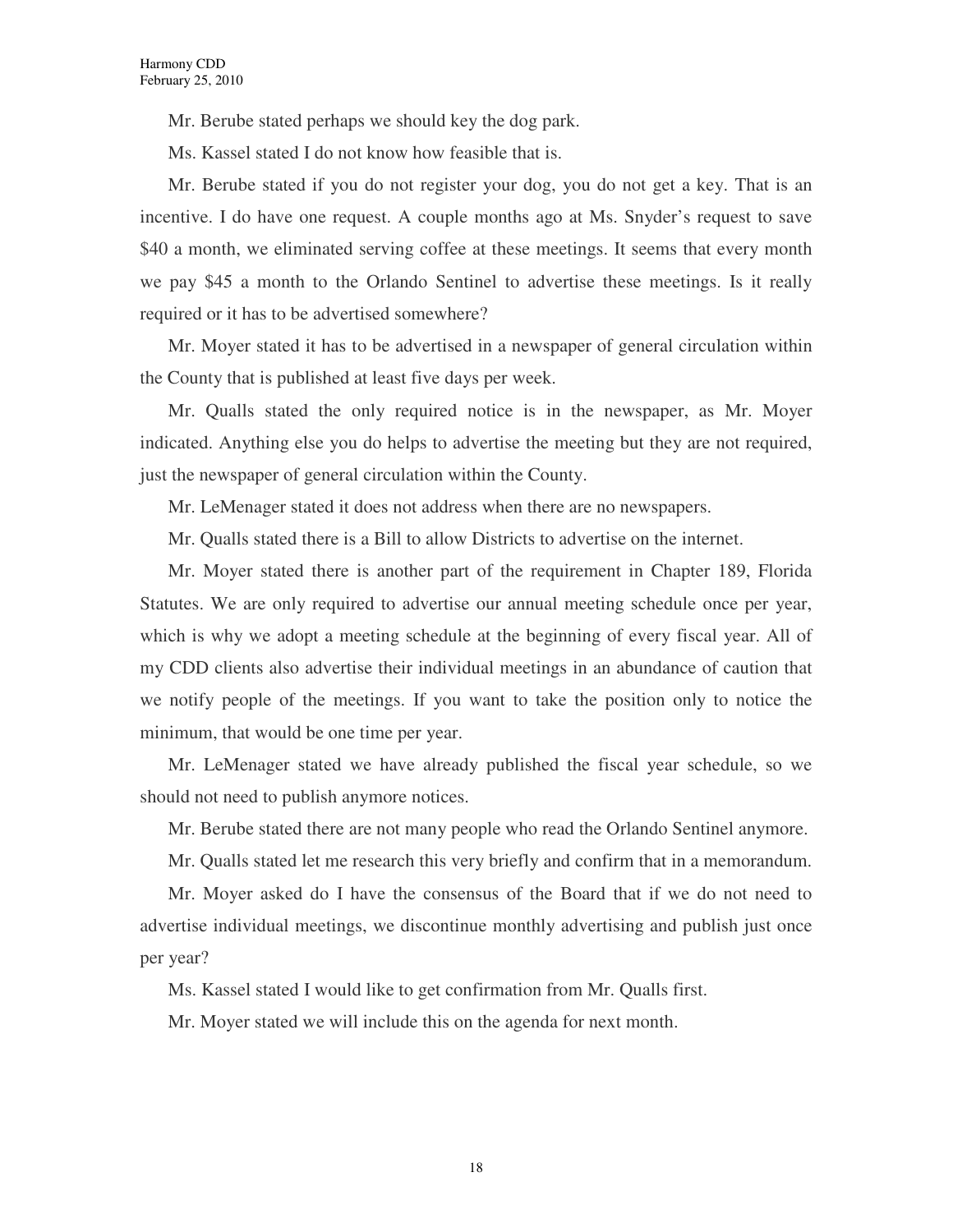Mr. Berube stated perhaps we should key the dog park.

Ms. Kassel stated I do not know how feasible that is.

Mr. Berube stated if you do not register your dog, you do not get a key. That is an incentive. I do have one request. A couple months ago at Ms. Snyder's request to save $40 a month, we eliminated serving coffee at these meetings. It seems that every month we pay $45 a month to the Orlando Sentinel to advertise these meetings. Is it really required or it has to be advertised somewhere?

Mr. Moyer stated it has to be advertised in a newspaper of general circulation within the County that is published at least five days per week.

Mr. Qualls stated the only required notice is in the newspaper, as Mr. Moyer indicated. Anything else you do helps to advertise the meeting but they are not required, just the newspaper of general circulation within the County.

Mr. LeMenager stated it does not address when there are no newspapers.

Mr. Qualls stated there is a Bill to allow Districts to advertise on the internet.

Mr. Moyer stated there is another part of the requirement in Chapter 189, Florida Statutes. We are only required to advertise our annual meeting schedule once per year, which is why we adopt a meeting schedule at the beginning of every fiscal year. All of my CDD clients also advertise their individual meetings in an abundance of caution that we notify people of the meetings. If you want to take the position only to notice the minimum, that would be one time per year.

Mr. LeMenager stated we have already published the fiscal year schedule, so we should not need to publish anymore notices.

Mr. Berube stated there are not many people who read the Orlando Sentinel anymore.

Mr. Qualls stated let me research this very briefly and confirm that in a memorandum.

Mr. Moyer asked do I have the consensus of the Board that if we do not need to advertise individual meetings, we discontinue monthly advertising and publish just once per year?

Ms. Kassel stated I would like to get confirmation from Mr. Qualls first.

Mr. Moyer stated we will include this on the agenda for next month.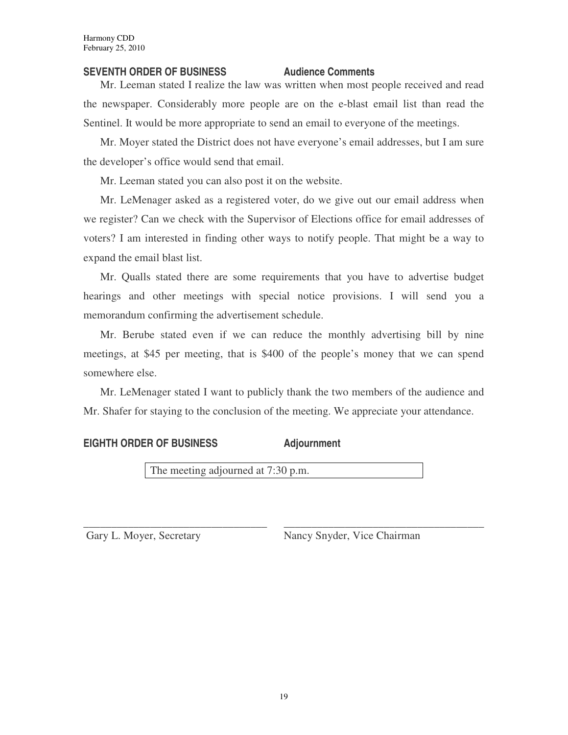**SEVENTH ORDER OF BUSINESS Audience Comments**

Mr. Leeman stated I realize the law was written when most people received and read the newspaper. Considerably more people are on the e-blast email list than read the Sentinel. It would be more appropriate to send an email to everyone of the meetings.

Mr. Moyer stated the District does not have everyone's email addresses, but I am sure the developer's office would send that email.

Mr. Leeman stated you can also post it on the website.

Mr. LeMenager asked as a registered voter, do we give out our email address when we register? Can we check with the Supervisor of Elections office for email addresses of voters? I am interested in finding other ways to notify people. That might be a way to expand the email blast list.

Mr. Qualls stated there are some requirements that you have to advertise budget hearings and other meetings with special notice provisions. I will send you a memorandum confirming the advertisement schedule.

Mr. Berube stated even if we can reduce the monthly advertising bill by nine meetings, at $45 per meeting, that is $400 of the people's money that we can spend somewhere else.

Mr. LeMenager stated I want to publicly thank the two members of the audience and Mr. Shafer for staying to the conclusion of the meeting. We appreciate your attendance.

**EIGHTH ORDER OF BUSINESS Adjournment**

| |
|---|
| The meeting adjourned at 7:30 p.m. |

\_\_\_\_\_\_\_\_\_\_\_\_\_\_\_\_\_\_\_\_\_\_\_\_\_\_\_\_\_\_\_\_\_\_ \_\_\_\_\_\_\_\_\_\_\_\_\_\_\_\_\_\_\_\_\_\_\_\_\_\_\_\_\_\_\_\_\_\_\_\_

Gary L. Moyer, Secretary Nancy Snyder, Vice Chairman